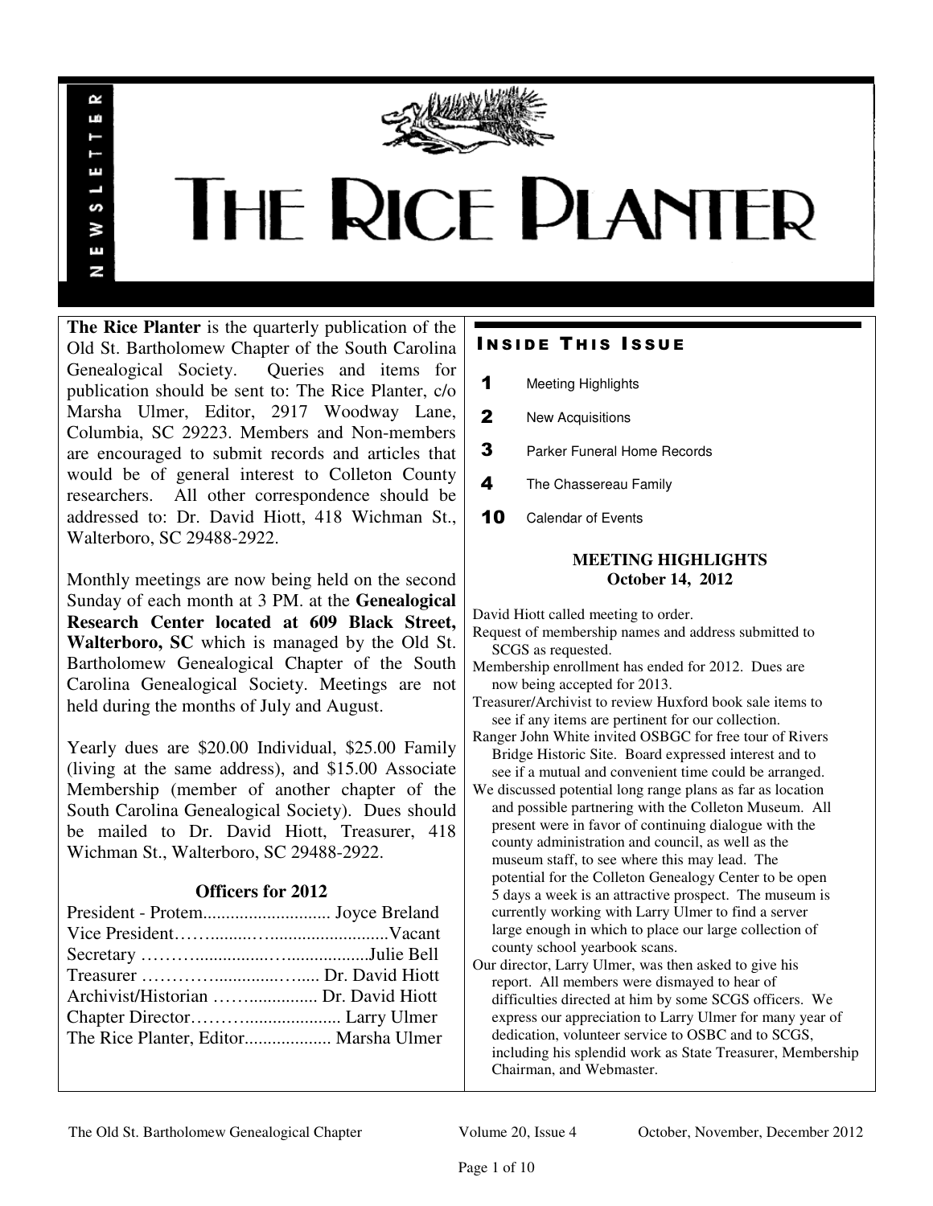# THE RICE PLANTER

NEWSLETTER

**The Rice Planter** is the quarterly publication of the Old St. Bartholomew Chapter of the South Carolina Genealogical Society. Queries and items for publication should be sent to: The Rice Planter, c/o Marsha Ulmer, Editor, 2917 Woodway Lane, Columbia, SC 29223. Members and Non-members are encouraged to submit records and articles that would be of general interest to Colleton County researchers. All other correspondence should be addressed to: Dr. David Hiott, 418 Wichman St., Walterboro, SC 29488-2922.

Monthly meetings are now being held on the second Sunday of each month at 3 PM. at the **Genealogical Research Center located at 609 Black Street, Walterboro, SC** which is managed by the Old St. Bartholomew Genealogical Chapter of the South Carolina Genealogical Society. Meetings are not held during the months of July and August.

Yearly dues are $20.00 Individual, $25.00 Family (living at the same address), and $15.00 Associate Membership (member of another chapter of the South Carolina Genealogical Society). Dues should be mailed to Dr. David Hiott, Treasurer, 418 Wichman St., Walterboro, SC 29488-2922.

### Officers for 2012

President - Protem............................ Joyce Breland
Vice President……........…........................Vacant
Secretary ………..................…..................Julie Bell
Treasurer …………...............…..... Dr. David Hiott
Archivist/Historian …….............. Dr. David Hiott
Chapter Director………..................... Larry Ulmer
The Rice Planter, Editor................... Marsha Ulmer

## INSIDE THIS ISSUE

| | |
|---|---|
| 1 | Meeting Highlights |
| 2 | New Acquisitions |
| 3 | Parker Funeral Home Records |
| 4 | The Chassereau Family |
| 10 | Calendar of Events |

### MEETING HIGHLIGHTS
### October 14, 2012

David Hiott called meeting to order.

Request of membership names and address submitted to SCGS as requested.

Membership enrollment has ended for 2012. Dues are now being accepted for 2013.

Treasurer/Archivist to review Huxford book sale items to see if any items are pertinent for our collection.

Ranger John White invited OSBGC for free tour of Rivers Bridge Historic Site. Board expressed interest and to see if a mutual and convenient time could be arranged.

We discussed potential long range plans as far as location and possible partnering with the Colleton Museum. All present were in favor of continuing dialogue with the county administration and council, as well as the museum staff, to see where this may lead. The potential for the Colleton Genealogy Center to be open 5 days a week is an attractive prospect. The museum is currently working with Larry Ulmer to find a server large enough in which to place our large collection of county school yearbook scans.

Our director, Larry Ulmer, was then asked to give his report. All members were dismayed to hear of difficulties directed at him by some SCGS officers. We express our appreciation to Larry Ulmer for many year of dedication, volunteer service to OSBC and to SCGS, including his splendid work as State Treasurer, Membership Chairman, and Webmaster.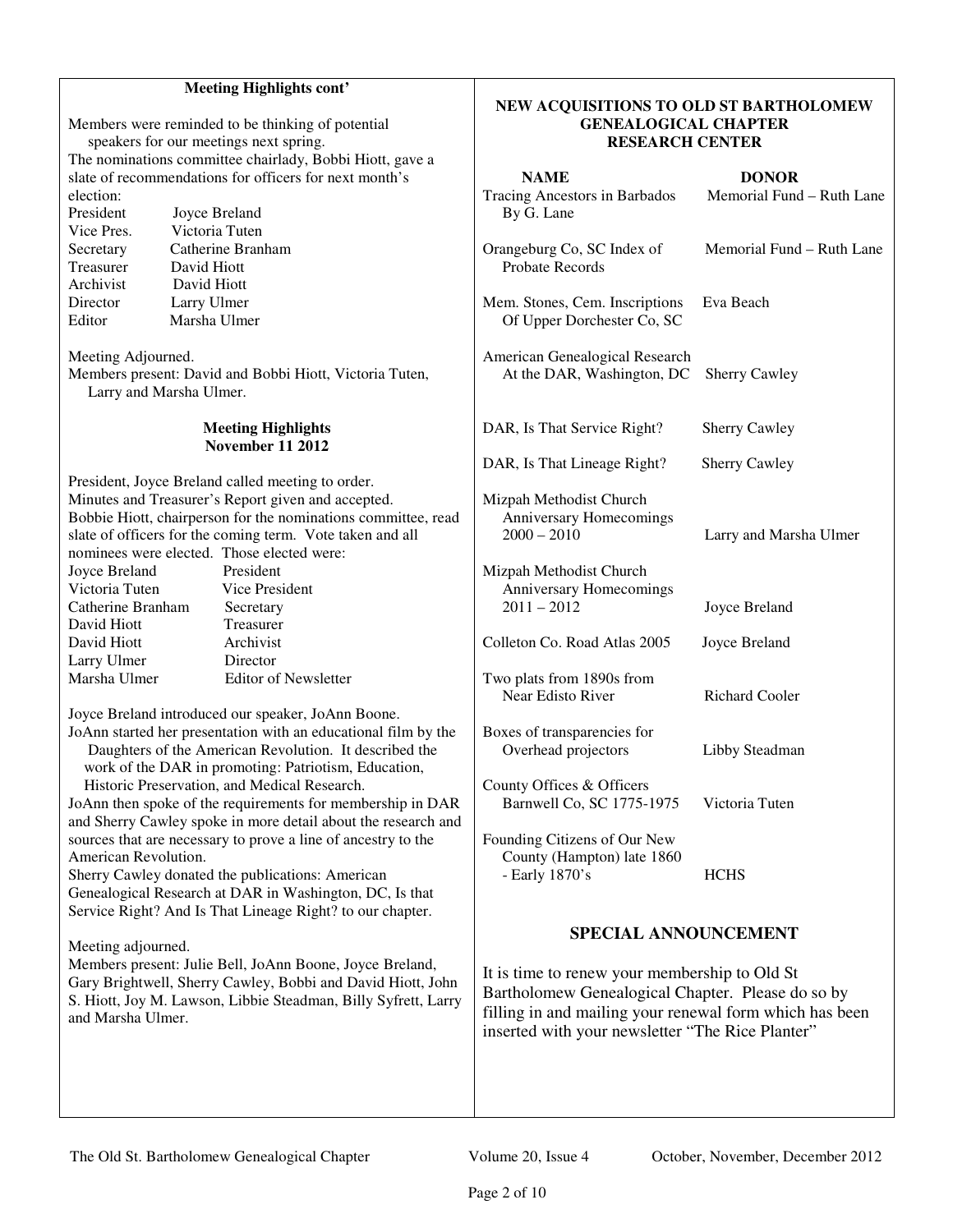### Meeting Highlights cont'

Members were reminded to be thinking of potential speakers for our meetings next spring.
The nominations committee chairlady, Bobbi Hiott, gave a slate of recommendations for officers for next month's election:

| | |
|---|---|
| President | Joyce Breland |
| Vice Pres. | Victoria Tuten |
| Secretary | Catherine Branham |
| Treasurer | David Hiott |
| Archivist | David Hiott |
| Director | Larry Ulmer |
| Editor | Marsha Ulmer |

Meeting Adjourned.
Members present: David and Bobbi Hiott, Victoria Tuten, Larry and Marsha Ulmer.

### Meeting Highlights
### November 11 2012

President, Joyce Breland called meeting to order.
Minutes and Treasurer's Report given and accepted.
Bobbie Hiott, chairperson for the nominations committee, read slate of officers for the coming term. Vote taken and all nominees were elected. Those elected were:

| | |
|---|---|
| Joyce Breland | President |
| Victoria Tuten | Vice President |
| Catherine Branham | Secretary |
| David Hiott | Treasurer |
| David Hiott | Archivist |
| Larry Ulmer | Director |
| Marsha Ulmer | Editor of Newsletter |

Joyce Breland introduced our speaker, JoAnn Boone.
JoAnn started her presentation with an educational film by the Daughters of the American Revolution. It described the work of the DAR in promoting: Patriotism, Education, Historic Preservation, and Medical Research.
JoAnn then spoke of the requirements for membership in DAR and Sherry Cawley spoke in more detail about the research and sources that are necessary to prove a line of ancestry to the American Revolution.
Sherry Cawley donated the publications: American Genealogical Research at DAR in Washington, DC, Is that Service Right? And Is That Lineage Right? to our chapter.

Meeting adjourned.
Members present: Julie Bell, JoAnn Boone, Joyce Breland, Gary Brightwell, Sherry Cawley, Bobbi and David Hiott, John S. Hiott, Joy M. Lawson, Libbie Steadman, Billy Syfrett, Larry and Marsha Ulmer.

### NEW ACQUISITIONS TO OLD ST BARTHOLOMEW GENEALOGICAL CHAPTER RESEARCH CENTER

| NAME | DONOR |
|---|---|
| Tracing Ancestors in Barbados By G. Lane | Memorial Fund – Ruth Lane |
| Orangeburg Co, SC Index of Probate Records | Memorial Fund – Ruth Lane |
| Mem. Stones, Cem. Inscriptions Of Upper Dorchester Co, SC | Eva Beach |
| American Genealogical Research At the DAR, Washington, DC | Sherry Cawley |
| DAR, Is That Service Right? | Sherry Cawley |
| DAR, Is That Lineage Right? | Sherry Cawley |
| Mizpah Methodist Church Anniversary Homecomings 2000 – 2010 | Larry and Marsha Ulmer |
| Mizpah Methodist Church Anniversary Homecomings 2011 – 2012 | Joyce Breland |
| Colleton Co. Road Atlas 2005 | Joyce Breland |
| Two plats from 1890s from Near Edisto River | Richard Cooler |
| Boxes of transparencies for Overhead projectors | Libby Steadman |
| County Offices & Officers Barnwell Co, SC 1775-1975 | Victoria Tuten |
| Founding Citizens of Our New County (Hampton) late 1860 - Early 1870's | HCHS |

### SPECIAL ANNOUNCEMENT

It is time to renew your membership to Old St Bartholomew Genealogical Chapter. Please do so by filling in and mailing your renewal form which has been inserted with your newsletter "The Rice Planter"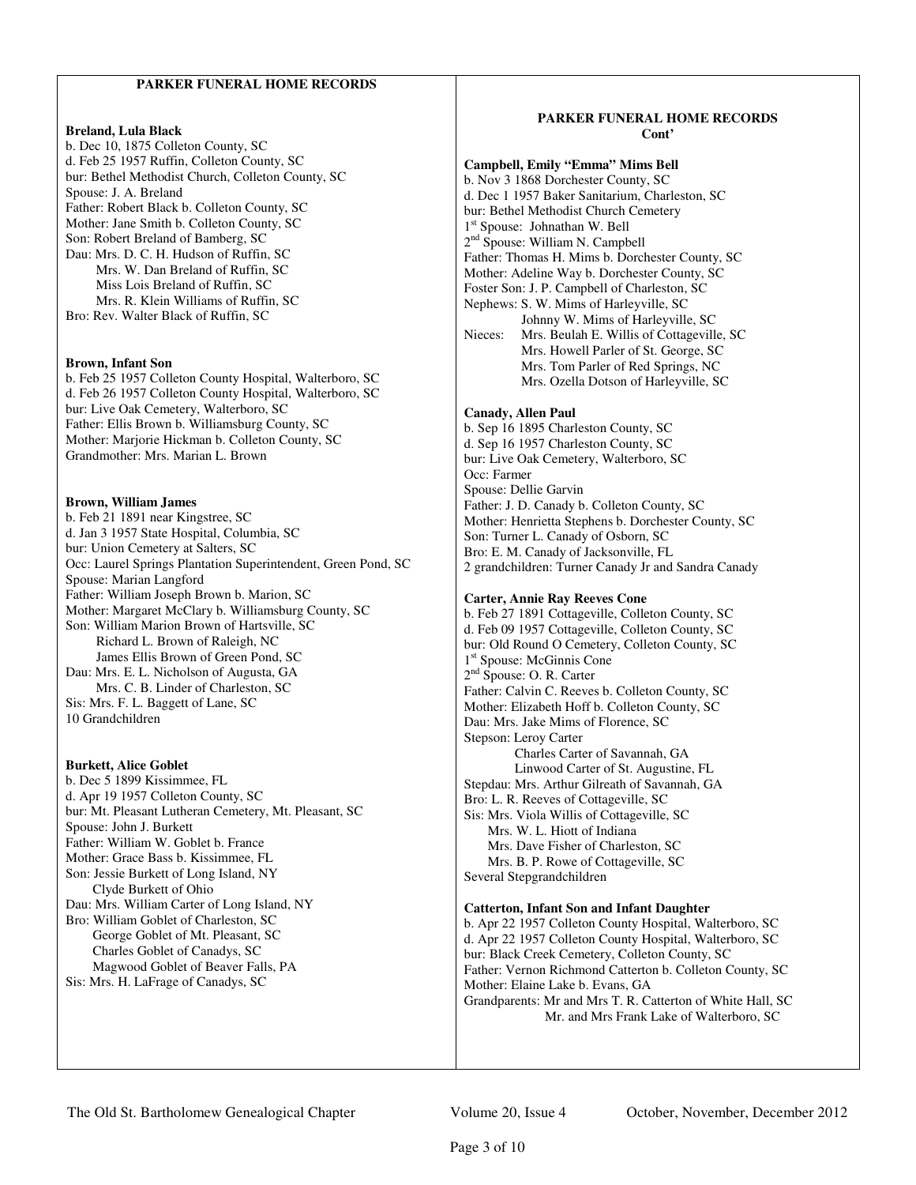## PARKER FUNERAL HOME RECORDS

**Breland, Lula Black**
b. Dec 10, 1875 Colleton County, SC
d. Feb 25 1957 Ruffin, Colleton County, SC
bur: Bethel Methodist Church, Colleton County, SC
Spouse: J. A. Breland
Father: Robert Black b. Colleton County, SC
Mother: Jane Smith b. Colleton County, SC
Son: Robert Breland of Bamberg, SC
Dau: Mrs. D. C. H. Hudson of Ruffin, SC
Mrs. W. Dan Breland of Ruffin, SC
Miss Lois Breland of Ruffin, SC
Mrs. R. Klein Williams of Ruffin, SC
Bro: Rev. Walter Black of Ruffin, SC

**Brown, Infant Son**
b. Feb 25 1957 Colleton County Hospital, Walterboro, SC
d. Feb 26 1957 Colleton County Hospital, Walterboro, SC
bur: Live Oak Cemetery, Walterboro, SC
Father: Ellis Brown b. Williamsburg County, SC
Mother: Marjorie Hickman b. Colleton County, SC
Grandmother: Mrs. Marian L. Brown

**Brown, William James**
b. Feb 21 1891 near Kingstree, SC
d. Jan 3 1957 State Hospital, Columbia, SC
bur: Union Cemetery at Salters, SC
Occ: Laurel Springs Plantation Superintendent, Green Pond, SC
Spouse: Marian Langford
Father: William Joseph Brown b. Marion, SC
Mother: Margaret McClary b. Williamsburg County, SC
Son: William Marion Brown of Hartsville, SC
Richard L. Brown of Raleigh, NC
James Ellis Brown of Green Pond, SC
Dau: Mrs. E. L. Nicholson of Augusta, GA
Mrs. C. B. Linder of Charleston, SC
Sis: Mrs. F. L. Baggett of Lane, SC
10 Grandchildren

**Burkett, Alice Goblet**
b. Dec 5 1899 Kissimmee, FL
d. Apr 19 1957 Colleton County, SC
bur: Mt. Pleasant Lutheran Cemetery, Mt. Pleasant, SC
Spouse: John J. Burkett
Father: William W. Goblet b. France
Mother: Grace Bass b. Kissimmee, FL
Son: Jessie Burkett of Long Island, NY
Clyde Burkett of Ohio
Dau: Mrs. William Carter of Long Island, NY
Bro: William Goblet of Charleston, SC
George Goblet of Mt. Pleasant, SC
Charles Goblet of Canadys, SC
Magwood Goblet of Beaver Falls, PA
Sis: Mrs. H. LaFrage of Canadys, SC

## PARKER FUNERAL HOME RECORDS Cont'

**Campbell, Emily "Emma" Mims Bell**
b. Nov 3 1868 Dorchester County, SC
d. Dec 1 1957 Baker Sanitarium, Charleston, SC
bur: Bethel Methodist Church Cemetery
1st Spouse: Johnathan W. Bell
2nd Spouse: William N. Campbell
Father: Thomas H. Mims b. Dorchester County, SC
Mother: Adeline Way b. Dorchester County, SC
Foster Son: J. P. Campbell of Charleston, SC
Nephews: S. W. Mims of Harleyville, SC
Johnny W. Mims of Harleyville, SC
Nieces: Mrs. Beulah E. Willis of Cottageville, SC
Mrs. Howell Parler of St. George, SC
Mrs. Tom Parler of Red Springs, NC
Mrs. Ozella Dotson of Harleyville, SC

**Canady, Allen Paul**
b. Sep 16 1895 Charleston County, SC
d. Sep 16 1957 Charleston County, SC
bur: Live Oak Cemetery, Walterboro, SC
Occ: Farmer
Spouse: Dellie Garvin
Father: J. D. Canady b. Colleton County, SC
Mother: Henrietta Stephens b. Dorchester County, SC
Son: Turner L. Canady of Osborn, SC
Bro: E. M. Canady of Jacksonville, FL
2 grandchildren: Turner Canady Jr and Sandra Canady

**Carter, Annie Ray Reeves Cone**
b. Feb 27 1891 Cottageville, Colleton County, SC
d. Feb 09 1957 Cottageville, Colleton County, SC
bur: Old Round O Cemetery, Colleton County, SC
1st Spouse: McGinnis Cone
2nd Spouse: O. R. Carter
Father: Calvin C. Reeves b. Colleton County, SC
Mother: Elizabeth Hoff b. Colleton County, SC
Dau: Mrs. Jake Mims of Florence, SC
Stepson: Leroy Carter
Charles Carter of Savannah, GA
Linwood Carter of St. Augustine, FL
Stepdau: Mrs. Arthur Gilreath of Savannah, GA
Bro: L. R. Reeves of Cottageville, SC
Sis: Mrs. Viola Willis of Cottageville, SC
Mrs. W. L. Hiott of Indiana
Mrs. Dave Fisher of Charleston, SC
Mrs. B. P. Rowe of Cottageville, SC
Several Stepgrandchildren

**Catterton, Infant Son and Infant Daughter**
b. Apr 22 1957 Colleton County Hospital, Walterboro, SC
d. Apr 22 1957 Colleton County Hospital, Walterboro, SC
bur: Black Creek Cemetery, Colleton County, SC
Father: Vernon Richmond Catterton b. Colleton County, SC
Mother: Elaine Lake b. Evans, GA
Grandparents: Mr and Mrs T. R. Catterton of White Hall, SC
Mr. and Mrs Frank Lake of Walterboro, SC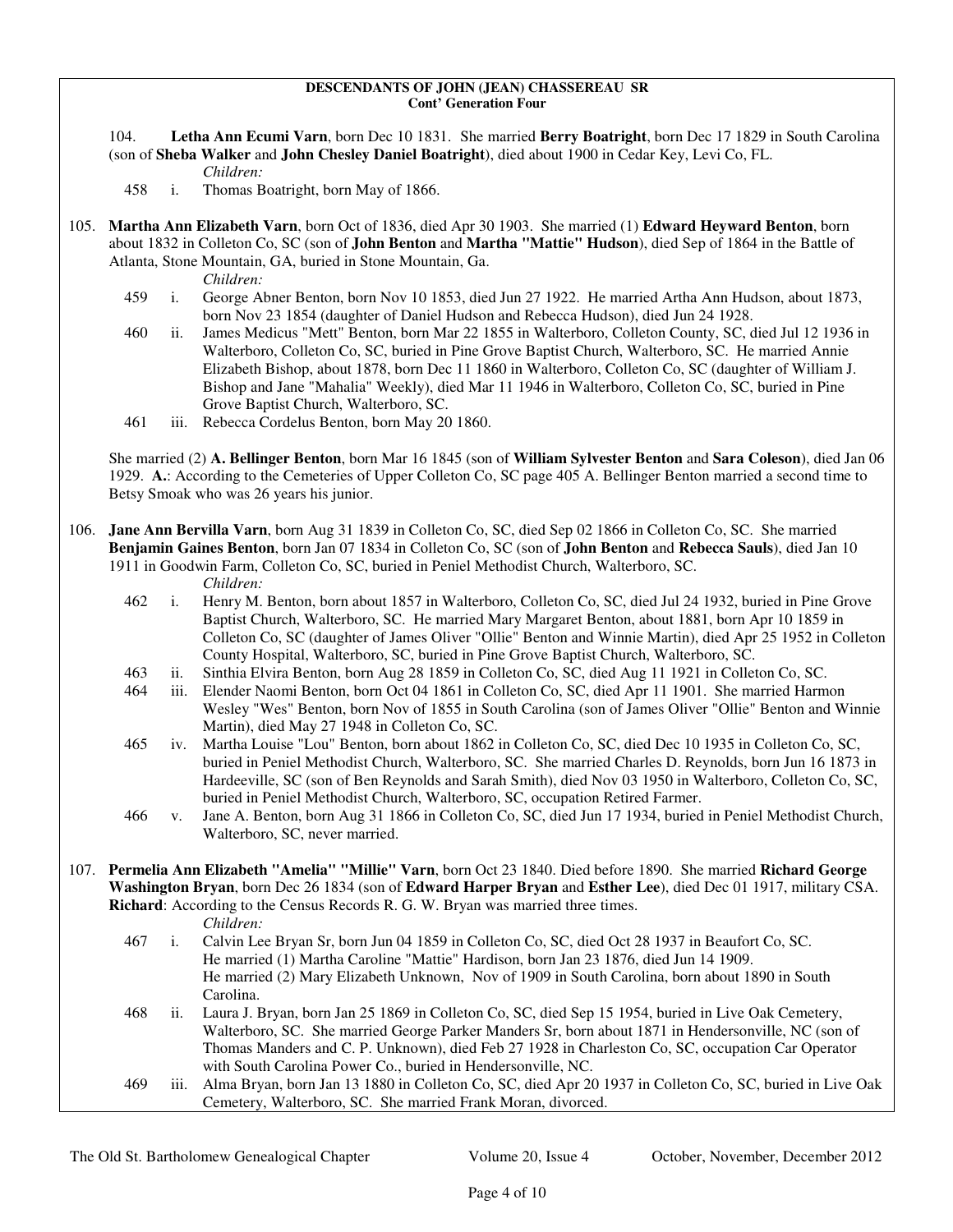**DESCENDANTS OF JOHN (JEAN) CHASSEREAU SR**
**Cont' Generation Four**

104. **Letha Ann Ecumi Varn**, born Dec 10 1831. She married **Berry Boatright**, born Dec 17 1829 in South Carolina (son of **Sheba Walker** and **John Chesley Daniel Boatright**), died about 1900 in Cedar Key, Levi Co, FL.

*Children:*

- 458 i. Thomas Boatright, born May of 1866.

105. **Martha Ann Elizabeth Varn**, born Oct of 1836, died Apr 30 1903. She married (1) **Edward Heyward Benton**, born about 1832 in Colleton Co, SC (son of **John Benton** and **Martha "Mattie" Hudson**), died Sep of 1864 in the Battle of Atlanta, Stone Mountain, GA, buried in Stone Mountain, Ga.

*Children:*

- 459 i. George Abner Benton, born Nov 10 1853, died Jun 27 1922. He married Artha Ann Hudson, about 1873, born Nov 23 1854 (daughter of Daniel Hudson and Rebecca Hudson), died Jun 24 1928.
- 460 ii. James Medicus "Mett" Benton, born Mar 22 1855 in Walterboro, Colleton County, SC, died Jul 12 1936 in Walterboro, Colleton Co, SC, buried in Pine Grove Baptist Church, Walterboro, SC. He married Annie Elizabeth Bishop, about 1878, born Dec 11 1860 in Walterboro, Colleton Co, SC (daughter of William J. Bishop and Jane "Mahalia" Weekly), died Mar 11 1946 in Walterboro, Colleton Co, SC, buried in Pine Grove Baptist Church, Walterboro, SC.
- 461 iii. Rebecca Cordelus Benton, born May 20 1860.

She married (2) **A. Bellinger Benton**, born Mar 16 1845 (son of **William Sylvester Benton** and **Sara Coleson**), died Jan 06 1929. **A.**: According to the Cemeteries of Upper Colleton Co, SC page 405 A. Bellinger Benton married a second time to Betsy Smoak who was 26 years his junior.

106. **Jane Ann Bervilla Varn**, born Aug 31 1839 in Colleton Co, SC, died Sep 02 1866 in Colleton Co, SC. She married **Benjamin Gaines Benton**, born Jan 07 1834 in Colleton Co, SC (son of **John Benton** and **Rebecca Sauls**), died Jan 10 1911 in Goodwin Farm, Colleton Co, SC, buried in Peniel Methodist Church, Walterboro, SC.

*Children:*

- 462 i. Henry M. Benton, born about 1857 in Walterboro, Colleton Co, SC, died Jul 24 1932, buried in Pine Grove Baptist Church, Walterboro, SC. He married Mary Margaret Benton, about 1881, born Apr 10 1859 in Colleton Co, SC (daughter of James Oliver "Ollie" Benton and Winnie Martin), died Apr 25 1952 in Colleton County Hospital, Walterboro, SC, buried in Pine Grove Baptist Church, Walterboro, SC.
- 463 ii. Sinthia Elvira Benton, born Aug 28 1859 in Colleton Co, SC, died Aug 11 1921 in Colleton Co, SC.
- 464 iii. Elender Naomi Benton, born Oct 04 1861 in Colleton Co, SC, died Apr 11 1901. She married Harmon Wesley "Wes" Benton, born Nov of 1855 in South Carolina (son of James Oliver "Ollie" Benton and Winnie Martin), died May 27 1948 in Colleton Co, SC.
- 465 iv. Martha Louise "Lou" Benton, born about 1862 in Colleton Co, SC, died Dec 10 1935 in Colleton Co, SC, buried in Peniel Methodist Church, Walterboro, SC. She married Charles D. Reynolds, born Jun 16 1873 in Hardeeville, SC (son of Ben Reynolds and Sarah Smith), died Nov 03 1950 in Walterboro, Colleton Co, SC, buried in Peniel Methodist Church, Walterboro, SC, occupation Retired Farmer.
- 466 v. Jane A. Benton, born Aug 31 1866 in Colleton Co, SC, died Jun 17 1934, buried in Peniel Methodist Church, Walterboro, SC, never married.

107. **Permelia Ann Elizabeth "Amelia" "Millie" Varn**, born Oct 23 1840. Died before 1890. She married **Richard George Washington Bryan**, born Dec 26 1834 (son of **Edward Harper Bryan** and **Esther Lee**), died Dec 01 1917, military CSA. **Richard**: According to the Census Records R. G. W. Bryan was married three times.

*Children:*

- 467 i. Calvin Lee Bryan Sr, born Jun 04 1859 in Colleton Co, SC, died Oct 28 1937 in Beaufort Co, SC.
  He married (1) Martha Caroline "Mattie" Hardison, born Jan 23 1876, died Jun 14 1909.
  He married (2) Mary Elizabeth Unknown, Nov of 1909 in South Carolina, born about 1890 in South Carolina.
- 468 ii. Laura J. Bryan, born Jan 25 1869 in Colleton Co, SC, died Sep 15 1954, buried in Live Oak Cemetery, Walterboro, SC. She married George Parker Manders Sr, born about 1871 in Hendersonville, NC (son of Thomas Manders and C. P. Unknown), died Feb 27 1928 in Charleston Co, SC, occupation Car Operator with South Carolina Power Co., buried in Hendersonville, NC.
- 469 iii. Alma Bryan, born Jan 13 1880 in Colleton Co, SC, died Apr 20 1937 in Colleton Co, SC, buried in Live Oak Cemetery, Walterboro, SC. She married Frank Moran, divorced.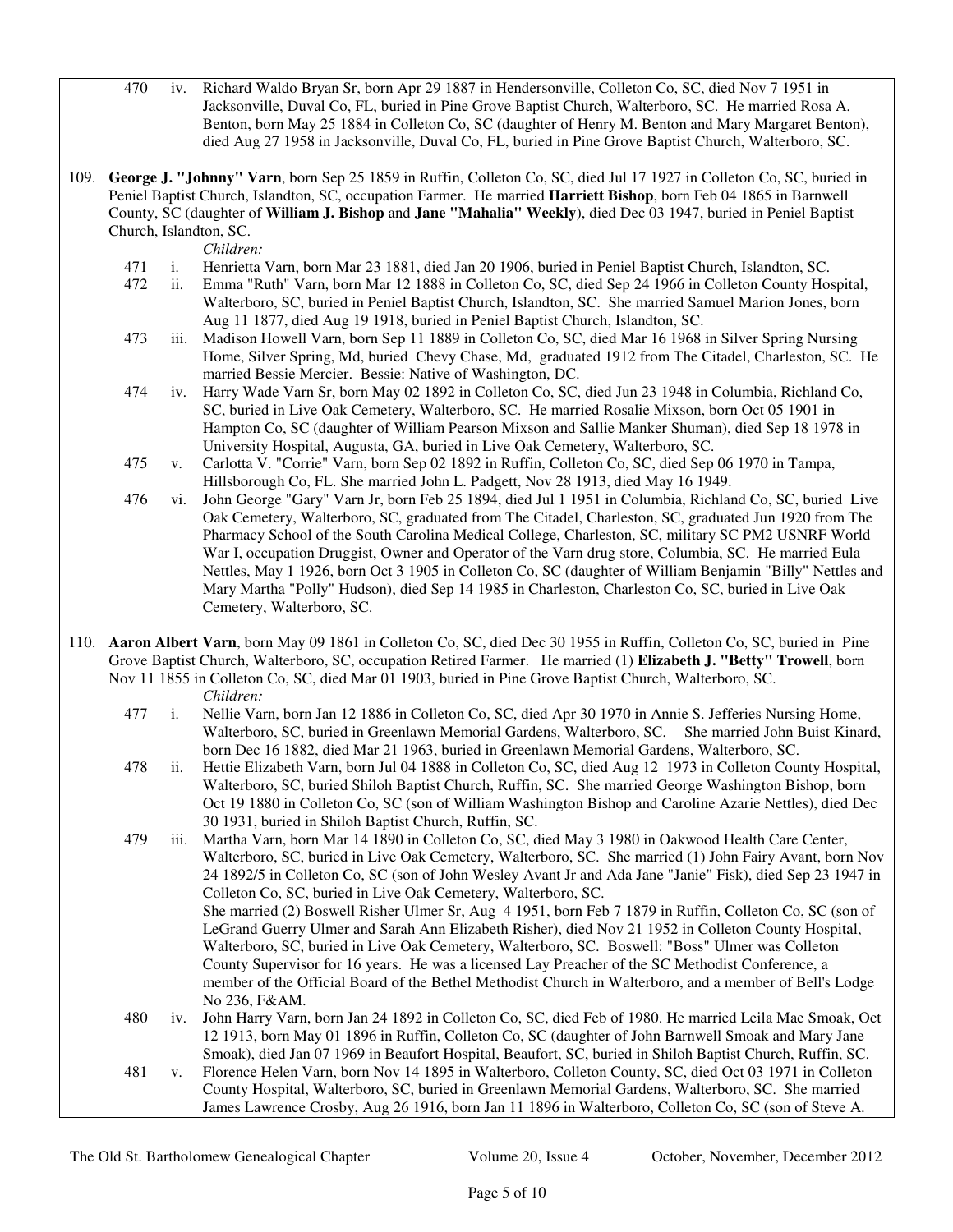470 iv. Richard Waldo Bryan Sr, born Apr 29 1887 in Hendersonville, Colleton Co, SC, died Nov 7 1951 in Jacksonville, Duval Co, FL, buried in Pine Grove Baptist Church, Walterboro, SC. He married Rosa A. Benton, born May 25 1884 in Colleton Co, SC (daughter of Henry M. Benton and Mary Margaret Benton), died Aug 27 1958 in Jacksonville, Duval Co, FL, buried in Pine Grove Baptist Church, Walterboro, SC.

109. **George J. "Johnny" Varn**, born Sep 25 1859 in Ruffin, Colleton Co, SC, died Jul 17 1927 in Colleton Co, SC, buried in Peniel Baptist Church, Islandton, SC, occupation Farmer. He married **Harriett Bishop**, born Feb 04 1865 in Barnwell County, SC (daughter of **William J. Bishop** and **Jane "Mahalia" Weekly**), died Dec 03 1947, buried in Peniel Baptist Church, Islandton, SC.

*Children:*

471 i. Henrietta Varn, born Mar 23 1881, died Jan 20 1906, buried in Peniel Baptist Church, Islandton, SC.

472 ii. Emma "Ruth" Varn, born Mar 12 1888 in Colleton Co, SC, died Sep 24 1966 in Colleton County Hospital, Walterboro, SC, buried in Peniel Baptist Church, Islandton, SC. She married Samuel Marion Jones, born Aug 11 1877, died Aug 19 1918, buried in Peniel Baptist Church, Islandton, SC.

473 iii. Madison Howell Varn, born Sep 11 1889 in Colleton Co, SC, died Mar 16 1968 in Silver Spring Nursing Home, Silver Spring, Md, buried Chevy Chase, Md, graduated 1912 from The Citadel, Charleston, SC. He married Bessie Mercier. Bessie: Native of Washington, DC.

474 iv. Harry Wade Varn Sr, born May 02 1892 in Colleton Co, SC, died Jun 23 1948 in Columbia, Richland Co, SC, buried in Live Oak Cemetery, Walterboro, SC. He married Rosalie Mixson, born Oct 05 1901 in Hampton Co, SC (daughter of William Pearson Mixson and Sallie Manker Shuman), died Sep 18 1978 in University Hospital, Augusta, GA, buried in Live Oak Cemetery, Walterboro, SC.

475 v. Carlotta V. "Corrie" Varn, born Sep 02 1892 in Ruffin, Colleton Co, SC, died Sep 06 1970 in Tampa, Hillsborough Co, FL. She married John L. Padgett, Nov 28 1913, died May 16 1949.

476 vi. John George "Gary" Varn Jr, born Feb 25 1894, died Jul 1 1951 in Columbia, Richland Co, SC, buried Live Oak Cemetery, Walterboro, SC, graduated from The Citadel, Charleston, SC, graduated Jun 1920 from The Pharmacy School of the South Carolina Medical College, Charleston, SC, military SC PM2 USNRF World War I, occupation Druggist, Owner and Operator of the Varn drug store, Columbia, SC. He married Eula Nettles, May 1 1926, born Oct 3 1905 in Colleton Co, SC (daughter of William Benjamin "Billy" Nettles and Mary Martha "Polly" Hudson), died Sep 14 1985 in Charleston, Charleston Co, SC, buried in Live Oak Cemetery, Walterboro, SC.

110. **Aaron Albert Varn**, born May 09 1861 in Colleton Co, SC, died Dec 30 1955 in Ruffin, Colleton Co, SC, buried in Pine Grove Baptist Church, Walterboro, SC, occupation Retired Farmer. He married (1) **Elizabeth J. "Betty" Trowell**, born Nov 11 1855 in Colleton Co, SC, died Mar 01 1903, buried in Pine Grove Baptist Church, Walterboro, SC.

*Children:*

477 i. Nellie Varn, born Jan 12 1886 in Colleton Co, SC, died Apr 30 1970 in Annie S. Jefferies Nursing Home, Walterboro, SC, buried in Greenlawn Memorial Gardens, Walterboro, SC. She married John Buist Kinard, born Dec 16 1882, died Mar 21 1963, buried in Greenlawn Memorial Gardens, Walterboro, SC.

478 ii. Hettie Elizabeth Varn, born Jul 04 1888 in Colleton Co, SC, died Aug 12 1973 in Colleton County Hospital, Walterboro, SC, buried Shiloh Baptist Church, Ruffin, SC. She married George Washington Bishop, born Oct 19 1880 in Colleton Co, SC (son of William Washington Bishop and Caroline Azarie Nettles), died Dec 30 1931, buried in Shiloh Baptist Church, Ruffin, SC.

479 iii. Martha Varn, born Mar 14 1890 in Colleton Co, SC, died May 3 1980 in Oakwood Health Care Center, Walterboro, SC, buried in Live Oak Cemetery, Walterboro, SC. She married (1) John Fairy Avant, born Nov 24 1892/5 in Colleton Co, SC (son of John Wesley Avant Jr and Ada Jane "Janie" Fisk), died Sep 23 1947 in Colleton Co, SC, buried in Live Oak Cemetery, Walterboro, SC.
She married (2) Boswell Risher Ulmer Sr, Aug 4 1951, born Feb 7 1879 in Ruffin, Colleton Co, SC (son of LeGrand Guerry Ulmer and Sarah Ann Elizabeth Risher), died Nov 21 1952 in Colleton County Hospital, Walterboro, SC, buried in Live Oak Cemetery, Walterboro, SC. Boswell: "Boss" Ulmer was Colleton County Supervisor for 16 years. He was a licensed Lay Preacher of the SC Methodist Conference, a member of the Official Board of the Bethel Methodist Church in Walterboro, and a member of Bell's Lodge No 236, F&AM.

480 iv. John Harry Varn, born Jan 24 1892 in Colleton Co, SC, died Feb of 1980. He married Leila Mae Smoak, Oct 12 1913, born May 01 1896 in Ruffin, Colleton Co, SC (daughter of John Barnwell Smoak and Mary Jane Smoak), died Jan 07 1969 in Beaufort Hospital, Beaufort, SC, buried in Shiloh Baptist Church, Ruffin, SC.

481 v. Florence Helen Varn, born Nov 14 1895 in Walterboro, Colleton County, SC, died Oct 03 1971 in Colleton County Hospital, Walterboro, SC, buried in Greenlawn Memorial Gardens, Walterboro, SC. She married James Lawrence Crosby, Aug 26 1916, born Jan 11 1896 in Walterboro, Colleton Co, SC (son of Steve A.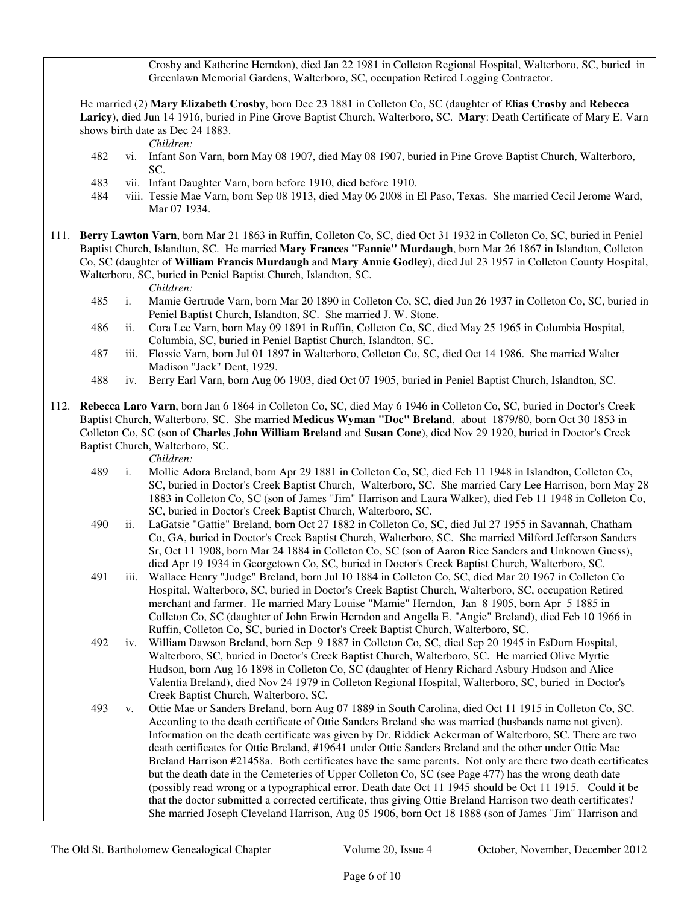Crosby and Katherine Herndon), died Jan 22 1981 in Colleton Regional Hospital, Walterboro, SC, buried in Greenlawn Memorial Gardens, Walterboro, SC, occupation Retired Logging Contractor.

He married (2) **Mary Elizabeth Crosby**, born Dec 23 1881 in Colleton Co, SC (daughter of **Elias Crosby** and **Rebecca Laricy**), died Jun 14 1916, buried in Pine Grove Baptist Church, Walterboro, SC. **Mary**: Death Certificate of Mary E. Varn shows birth date as Dec 24 1883.

*Children:*

- 482 vi. Infant Son Varn, born May 08 1907, died May 08 1907, buried in Pine Grove Baptist Church, Walterboro, SC.
- 483 vii. Infant Daughter Varn, born before 1910, died before 1910.
- 484 viii. Tessie Mae Varn, born Sep 08 1913, died May 06 2008 in El Paso, Texas. She married Cecil Jerome Ward, Mar 07 1934.

111. **Berry Lawton Varn**, born Mar 21 1863 in Ruffin, Colleton Co, SC, died Oct 31 1932 in Colleton Co, SC, buried in Peniel Baptist Church, Islandton, SC. He married **Mary Frances "Fannie" Murdaugh**, born Mar 26 1867 in Islandton, Colleton Co, SC (daughter of **William Francis Murdaugh** and **Mary Annie Godley**), died Jul 23 1957 in Colleton County Hospital, Walterboro, SC, buried in Peniel Baptist Church, Islandton, SC.

*Children:*

- 485 i. Mamie Gertrude Varn, born Mar 20 1890 in Colleton Co, SC, died Jun 26 1937 in Colleton Co, SC, buried in Peniel Baptist Church, Islandton, SC. She married J. W. Stone.
- 486 ii. Cora Lee Varn, born May 09 1891 in Ruffin, Colleton Co, SC, died May 25 1965 in Columbia Hospital, Columbia, SC, buried in Peniel Baptist Church, Islandton, SC.
- 487 iii. Flossie Varn, born Jul 01 1897 in Walterboro, Colleton Co, SC, died Oct 14 1986. She married Walter Madison "Jack" Dent, 1929.
- 488 iv. Berry Earl Varn, born Aug 06 1903, died Oct 07 1905, buried in Peniel Baptist Church, Islandton, SC.

112. **Rebecca Laro Varn**, born Jan 6 1864 in Colleton Co, SC, died May 6 1946 in Colleton Co, SC, buried in Doctor's Creek Baptist Church, Walterboro, SC. She married **Medicus Wyman "Doc" Breland**, about 1879/80, born Oct 30 1853 in Colleton Co, SC (son of **Charles John William Breland** and **Susan Cone**), died Nov 29 1920, buried in Doctor's Creek Baptist Church, Walterboro, SC.

*Children:*

- 489 i. Mollie Adora Breland, born Apr 29 1881 in Colleton Co, SC, died Feb 11 1948 in Islandton, Colleton Co, SC, buried in Doctor's Creek Baptist Church, Walterboro, SC. She married Cary Lee Harrison, born May 28 1883 in Colleton Co, SC (son of James "Jim" Harrison and Laura Walker), died Feb 11 1948 in Colleton Co, SC, buried in Doctor's Creek Baptist Church, Walterboro, SC.
- 490 ii. LaGatsie "Gattie" Breland, born Oct 27 1882 in Colleton Co, SC, died Jul 27 1955 in Savannah, Chatham Co, GA, buried in Doctor's Creek Baptist Church, Walterboro, SC. She married Milford Jefferson Sanders Sr, Oct 11 1908, born Mar 24 1884 in Colleton Co, SC (son of Aaron Rice Sanders and Unknown Guess), died Apr 19 1934 in Georgetown Co, SC, buried in Doctor's Creek Baptist Church, Walterboro, SC.
- 491 iii. Wallace Henry "Judge" Breland, born Jul 10 1884 in Colleton Co, SC, died Mar 20 1967 in Colleton Co Hospital, Walterboro, SC, buried in Doctor's Creek Baptist Church, Walterboro, SC, occupation Retired merchant and farmer. He married Mary Louise "Mamie" Herndon, Jan 8 1905, born Apr 5 1885 in Colleton Co, SC (daughter of John Erwin Herndon and Angella E. "Angie" Breland), died Feb 10 1966 in Ruffin, Colleton Co, SC, buried in Doctor's Creek Baptist Church, Walterboro, SC.
- 492 iv. William Dawson Breland, born Sep 9 1887 in Colleton Co, SC, died Sep 20 1945 in EsDorn Hospital, Walterboro, SC, buried in Doctor's Creek Baptist Church, Walterboro, SC. He married Olive Myrtie Hudson, born Aug 16 1898 in Colleton Co, SC (daughter of Henry Richard Asbury Hudson and Alice Valentia Breland), died Nov 24 1979 in Colleton Regional Hospital, Walterboro, SC, buried in Doctor's Creek Baptist Church, Walterboro, SC.
- 493 v. Ottie Mae or Sanders Breland, born Aug 07 1889 in South Carolina, died Oct 11 1915 in Colleton Co, SC. According to the death certificate of Ottie Sanders Breland she was married (husbands name not given). Information on the death certificate was given by Dr. Riddick Ackerman of Walterboro, SC. There are two death certificates for Ottie Breland, #19641 under Ottie Sanders Breland and the other under Ottie Mae Breland Harrison #21458a. Both certificates have the same parents. Not only are there two death certificates but the death date in the Cemeteries of Upper Colleton Co, SC (see Page 477) has the wrong death date (possibly read wrong or a typographical error. Death date Oct 11 1945 should be Oct 11 1915. Could it be that the doctor submitted a corrected certificate, thus giving Ottie Breland Harrison two death certificates? She married Joseph Cleveland Harrison, Aug 05 1906, born Oct 18 1888 (son of James "Jim" Harrison and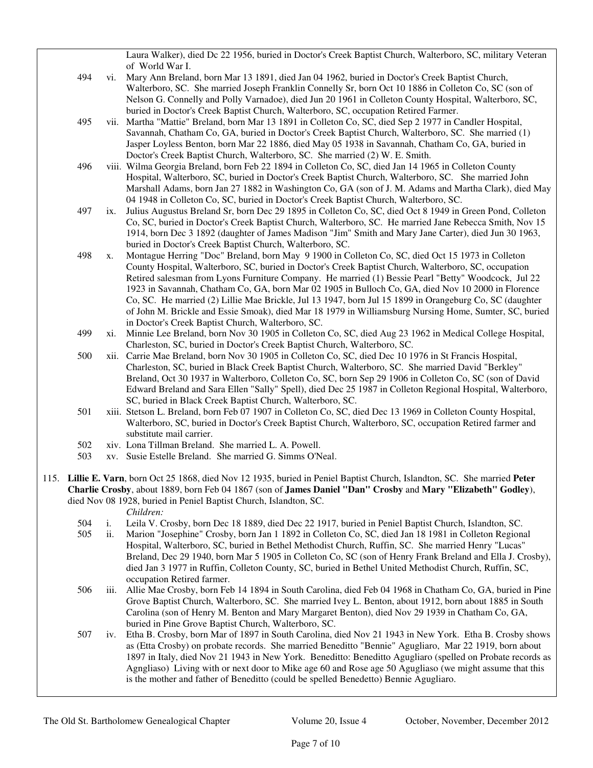Laura Walker), died Dc 22 1956, buried in Doctor's Creek Baptist Church, Walterboro, SC, military Veteran of World War I.

494 vi. Mary Ann Breland, born Mar 13 1891, died Jan 04 1962, buried in Doctor's Creek Baptist Church, Walterboro, SC. She married Joseph Franklin Connelly Sr, born Oct 10 1886 in Colleton Co, SC (son of Nelson G. Connelly and Polly Varnadoe), died Jun 20 1961 in Colleton County Hospital, Walterboro, SC, buried in Doctor's Creek Baptist Church, Walterboro, SC, occupation Retired Farmer.

495 vii. Martha "Mattie" Breland, born Mar 13 1891 in Colleton Co, SC, died Sep 2 1977 in Candler Hospital, Savannah, Chatham Co, GA, buried in Doctor's Creek Baptist Church, Walterboro, SC. She married (1) Jasper Loyless Benton, born Mar 22 1886, died May 05 1938 in Savannah, Chatham Co, GA, buried in Doctor's Creek Baptist Church, Walterboro, SC. She married (2) W. E. Smith.

496 viii. Wilma Georgia Breland, born Feb 22 1894 in Colleton Co, SC, died Jan 14 1965 in Colleton County Hospital, Walterboro, SC, buried in Doctor's Creek Baptist Church, Walterboro, SC. She married John Marshall Adams, born Jan 27 1882 in Washington Co, GA (son of J. M. Adams and Martha Clark), died May 04 1948 in Colleton Co, SC, buried in Doctor's Creek Baptist Church, Walterboro, SC.

497 ix. Julius Augustus Breland Sr, born Dec 29 1895 in Colleton Co, SC, died Oct 8 1949 in Green Pond, Colleton Co, SC, buried in Doctor's Creek Baptist Church, Walterboro, SC. He married Jane Rebecca Smith, Nov 15 1914, born Dec 3 1892 (daughter of James Madison "Jim" Smith and Mary Jane Carter), died Jun 30 1963, buried in Doctor's Creek Baptist Church, Walterboro, SC.

498 x. Montague Herring "Doc" Breland, born May 9 1900 in Colleton Co, SC, died Oct 15 1973 in Colleton County Hospital, Walterboro, SC, buried in Doctor's Creek Baptist Church, Walterboro, SC, occupation Retired salesman from Lyons Furniture Company. He married (1) Bessie Pearl "Betty" Woodcock, Jul 22 1923 in Savannah, Chatham Co, GA, born Mar 02 1905 in Bulloch Co, GA, died Nov 10 2000 in Florence Co, SC. He married (2) Lillie Mae Brickle, Jul 13 1947, born Jul 15 1899 in Orangeburg Co, SC (daughter of John M. Brickle and Essie Smoak), died Mar 18 1979 in Williamsburg Nursing Home, Sumter, SC, buried in Doctor's Creek Baptist Church, Walterboro, SC.

499 xi. Minnie Lee Breland, born Nov 30 1905 in Colleton Co, SC, died Aug 23 1962 in Medical College Hospital, Charleston, SC, buried in Doctor's Creek Baptist Church, Walterboro, SC.

500 xii. Carrie Mae Breland, born Nov 30 1905 in Colleton Co, SC, died Dec 10 1976 in St Francis Hospital, Charleston, SC, buried in Black Creek Baptist Church, Walterboro, SC. She married David "Berkley" Breland, Oct 30 1937 in Walterboro, Colleton Co, SC, born Sep 29 1906 in Colleton Co, SC (son of David Edward Breland and Sara Ellen "Sally" Spell), died Dec 25 1987 in Colleton Regional Hospital, Walterboro, SC, buried in Black Creek Baptist Church, Walterboro, SC.

501 xiii. Stetson L. Breland, born Feb 07 1907 in Colleton Co, SC, died Dec 13 1969 in Colleton County Hospital, Walterboro, SC, buried in Doctor's Creek Baptist Church, Walterboro, SC, occupation Retired farmer and substitute mail carrier.

502 xiv. Lona Tillman Breland. She married L. A. Powell.

503 xv. Susie Estelle Breland. She married G. Simms O'Neal.

115. **Lillie E. Varn**, born Oct 25 1868, died Nov 12 1935, buried in Peniel Baptist Church, Islandton, SC. She married **Peter Charlie Crosby**, about 1889, born Feb 04 1867 (son of **James Daniel "Dan" Crosby** and **Mary "Elizabeth" Godley**), died Nov 08 1928, buried in Peniel Baptist Church, Islandton, SC.

*Children:*

504 i. Leila V. Crosby, born Dec 18 1889, died Dec 22 1917, buried in Peniel Baptist Church, Islandton, SC.

505 ii. Marion "Josephine" Crosby, born Jan 1 1892 in Colleton Co, SC, died Jan 18 1981 in Colleton Regional Hospital, Walterboro, SC, buried in Bethel Methodist Church, Ruffin, SC. She married Henry "Lucas" Breland, Dec 29 1940, born Mar 5 1905 in Colleton Co, SC (son of Henry Frank Breland and Ella J. Crosby), died Jan 3 1977 in Ruffin, Colleton County, SC, buried in Bethel United Methodist Church, Ruffin, SC, occupation Retired farmer.

506 iii. Allie Mae Crosby, born Feb 14 1894 in South Carolina, died Feb 04 1968 in Chatham Co, GA, buried in Pine Grove Baptist Church, Walterboro, SC. She married Ivey L. Benton, about 1912, born about 1885 in South Carolina (son of Henry M. Benton and Mary Margaret Benton), died Nov 29 1939 in Chatham Co, GA, buried in Pine Grove Baptist Church, Walterboro, SC.

507 iv. Etha B. Crosby, born Mar of 1897 in South Carolina, died Nov 21 1943 in New York. Etha B. Crosby shows as (Etta Crosby) on probate records. She married Beneditto "Bennie" Agugliaro, Mar 22 1919, born about 1897 in Italy, died Nov 21 1943 in New York. Beneditto: Beneditto Agugliaro (spelled on Probate records as Agngliaso) Living with or next door to Mike age 60 and Rose age 50 Agugliaso (we might assume that this is the mother and father of Beneditto (could be spelled Benedetto) Bennie Agugliaro.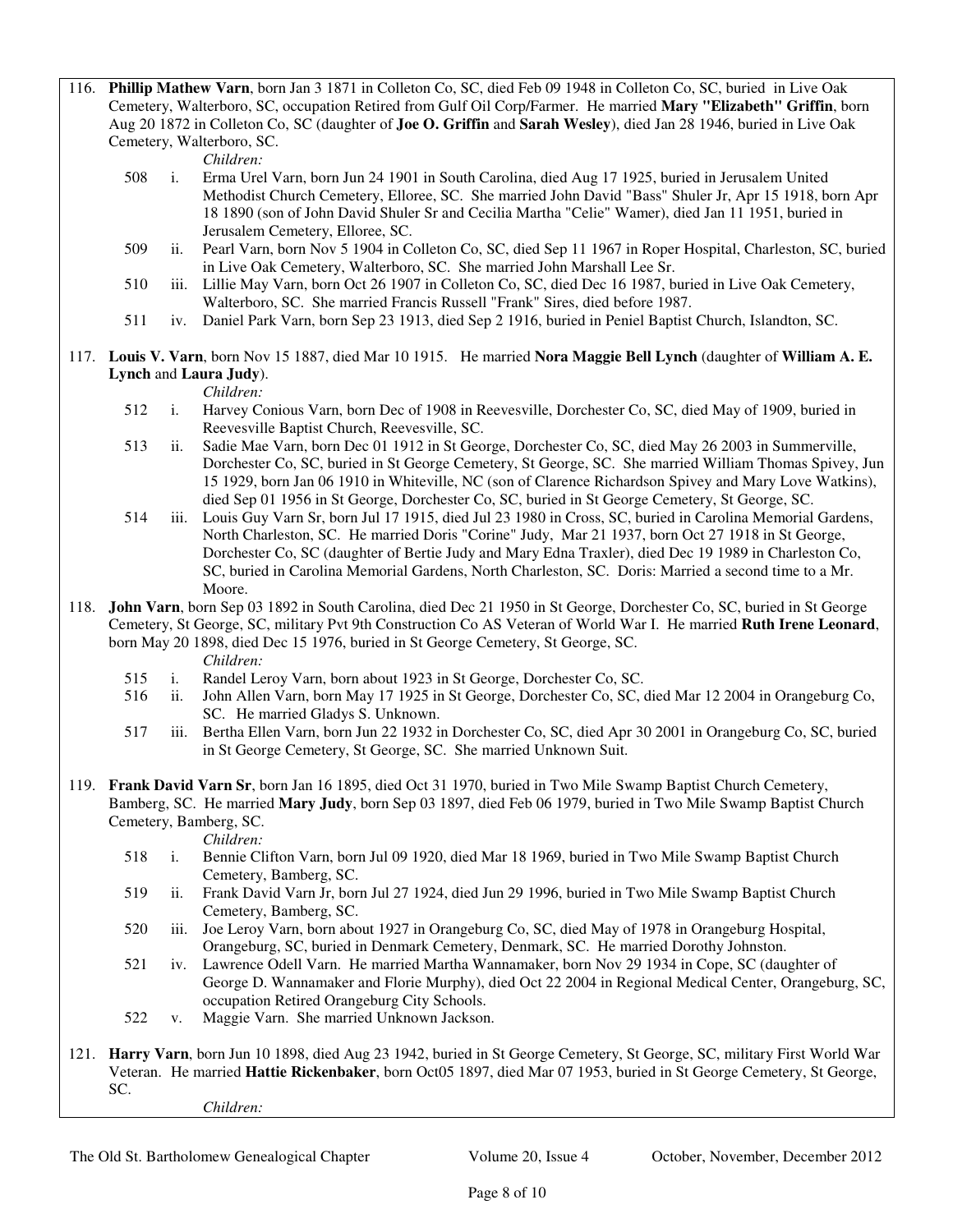116. **Phillip Mathew Varn**, born Jan 3 1871 in Colleton Co, SC, died Feb 09 1948 in Colleton Co, SC, buried in Live Oak Cemetery, Walterboro, SC, occupation Retired from Gulf Oil Corp/Farmer. He married **Mary "Elizabeth" Griffin**, born Aug 20 1872 in Colleton Co, SC (daughter of **Joe O. Griffin** and **Sarah Wesley**), died Jan 28 1946, buried in Live Oak Cemetery, Walterboro, SC.

*Children:*

- 508 i. Erma Urel Varn, born Jun 24 1901 in South Carolina, died Aug 17 1925, buried in Jerusalem United Methodist Church Cemetery, Elloree, SC. She married John David "Bass" Shuler Jr, Apr 15 1918, born Apr 18 1890 (son of John David Shuler Sr and Cecilia Martha "Celie" Wamer), died Jan 11 1951, buried in Jerusalem Cemetery, Elloree, SC.
- 509 ii. Pearl Varn, born Nov 5 1904 in Colleton Co, SC, died Sep 11 1967 in Roper Hospital, Charleston, SC, buried in Live Oak Cemetery, Walterboro, SC. She married John Marshall Lee Sr.
- 510 iii. Lillie May Varn, born Oct 26 1907 in Colleton Co, SC, died Dec 16 1987, buried in Live Oak Cemetery, Walterboro, SC. She married Francis Russell "Frank" Sires, died before 1987.
- 511 iv. Daniel Park Varn, born Sep 23 1913, died Sep 2 1916, buried in Peniel Baptist Church, Islandton, SC.

117. **Louis V. Varn**, born Nov 15 1887, died Mar 10 1915. He married **Nora Maggie Bell Lynch** (daughter of **William A. E. Lynch** and **Laura Judy**).

*Children:*

- 512 i. Harvey Conious Varn, born Dec of 1908 in Reevesville, Dorchester Co, SC, died May of 1909, buried in Reevesville Baptist Church, Reevesville, SC.
- 513 ii. Sadie Mae Varn, born Dec 01 1912 in St George, Dorchester Co, SC, died May 26 2003 in Summerville, Dorchester Co, SC, buried in St George Cemetery, St George, SC. She married William Thomas Spivey, Jun 15 1929, born Jan 06 1910 in Whiteville, NC (son of Clarence Richardson Spivey and Mary Love Watkins), died Sep 01 1956 in St George, Dorchester Co, SC, buried in St George Cemetery, St George, SC.
- 514 iii. Louis Guy Varn Sr, born Jul 17 1915, died Jul 23 1980 in Cross, SC, buried in Carolina Memorial Gardens, North Charleston, SC. He married Doris "Corine" Judy, Mar 21 1937, born Oct 27 1918 in St George, Dorchester Co, SC (daughter of Bertie Judy and Mary Edna Traxler), died Dec 19 1989 in Charleston Co, SC, buried in Carolina Memorial Gardens, North Charleston, SC. Doris: Married a second time to a Mr. Moore.

118. **John Varn**, born Sep 03 1892 in South Carolina, died Dec 21 1950 in St George, Dorchester Co, SC, buried in St George Cemetery, St George, SC, military Pvt 9th Construction Co AS Veteran of World War I. He married **Ruth Irene Leonard**, born May 20 1898, died Dec 15 1976, buried in St George Cemetery, St George, SC.

*Children:*

- 515 i. Randel Leroy Varn, born about 1923 in St George, Dorchester Co, SC.
- 516 ii. John Allen Varn, born May 17 1925 in St George, Dorchester Co, SC, died Mar 12 2004 in Orangeburg Co, SC. He married Gladys S. Unknown.
- 517 iii. Bertha Ellen Varn, born Jun 22 1932 in Dorchester Co, SC, died Apr 30 2001 in Orangeburg Co, SC, buried in St George Cemetery, St George, SC. She married Unknown Suit.

119. **Frank David Varn Sr**, born Jan 16 1895, died Oct 31 1970, buried in Two Mile Swamp Baptist Church Cemetery, Bamberg, SC. He married **Mary Judy**, born Sep 03 1897, died Feb 06 1979, buried in Two Mile Swamp Baptist Church Cemetery, Bamberg, SC.

*Children:*

- 518 i. Bennie Clifton Varn, born Jul 09 1920, died Mar 18 1969, buried in Two Mile Swamp Baptist Church Cemetery, Bamberg, SC.
- 519 ii. Frank David Varn Jr, born Jul 27 1924, died Jun 29 1996, buried in Two Mile Swamp Baptist Church Cemetery, Bamberg, SC.
- 520 iii. Joe Leroy Varn, born about 1927 in Orangeburg Co, SC, died May of 1978 in Orangeburg Hospital, Orangeburg, SC, buried in Denmark Cemetery, Denmark, SC. He married Dorothy Johnston.
- 521 iv. Lawrence Odell Varn. He married Martha Wannamaker, born Nov 29 1934 in Cope, SC (daughter of George D. Wannamaker and Florie Murphy), died Oct 22 2004 in Regional Medical Center, Orangeburg, SC, occupation Retired Orangeburg City Schools.
- 522 v. Maggie Varn. She married Unknown Jackson.

121. **Harry Varn**, born Jun 10 1898, died Aug 23 1942, buried in St George Cemetery, St George, SC, military First World War Veteran. He married **Hattie Rickenbaker**, born Oct05 1897, died Mar 07 1953, buried in St George Cemetery, St George, SC.

*Children:*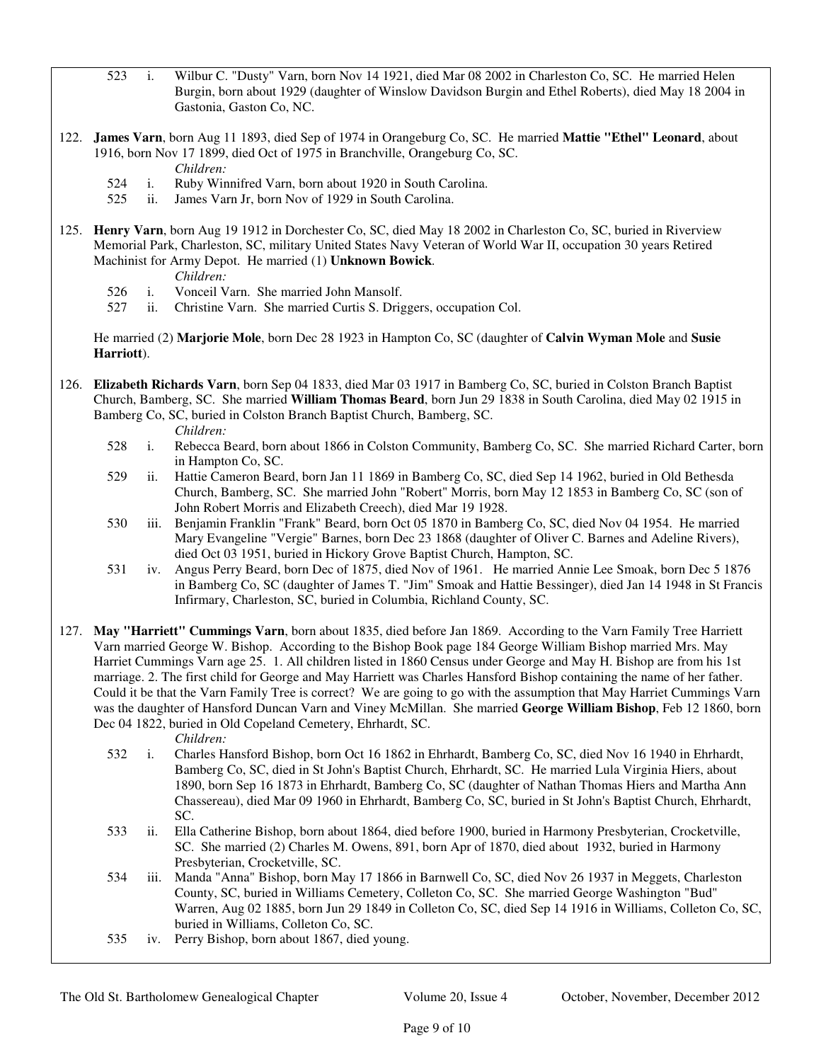523 i. Wilbur C. "Dusty" Varn, born Nov 14 1921, died Mar 08 2002 in Charleston Co, SC. He married Helen Burgin, born about 1929 (daughter of Winslow Davidson Burgin and Ethel Roberts), died May 18 2004 in Gastonia, Gaston Co, NC.

122. **James Varn**, born Aug 11 1893, died Sep of 1974 in Orangeburg Co, SC. He married **Mattie "Ethel" Leonard**, about 1916, born Nov 17 1899, died Oct of 1975 in Branchville, Orangeburg Co, SC.

*Children:*

524 i. Ruby Winnifred Varn, born about 1920 in South Carolina.
525 ii. James Varn Jr, born Nov of 1929 in South Carolina.

125. **Henry Varn**, born Aug 19 1912 in Dorchester Co, SC, died May 18 2002 in Charleston Co, SC, buried in Riverview Memorial Park, Charleston, SC, military United States Navy Veteran of World War II, occupation 30 years Retired Machinist for Army Depot. He married (1) **Unknown Bowick**.

*Children:*

526 i. Vonceil Varn. She married John Mansolf.
527 ii. Christine Varn. She married Curtis S. Driggers, occupation Col.

He married (2) **Marjorie Mole**, born Dec 28 1923 in Hampton Co, SC (daughter of **Calvin Wyman Mole** and **Susie Harriott**).

126. **Elizabeth Richards Varn**, born Sep 04 1833, died Mar 03 1917 in Bamberg Co, SC, buried in Colston Branch Baptist Church, Bamberg, SC. She married **William Thomas Beard**, born Jun 29 1838 in South Carolina, died May 02 1915 in Bamberg Co, SC, buried in Colston Branch Baptist Church, Bamberg, SC.

*Children:*

528 i. Rebecca Beard, born about 1866 in Colston Community, Bamberg Co, SC. She married Richard Carter, born in Hampton Co, SC.
529 ii. Hattie Cameron Beard, born Jan 11 1869 in Bamberg Co, SC, died Sep 14 1962, buried in Old Bethesda Church, Bamberg, SC. She married John "Robert" Morris, born May 12 1853 in Bamberg Co, SC (son of John Robert Morris and Elizabeth Creech), died Mar 19 1928.
530 iii. Benjamin Franklin "Frank" Beard, born Oct 05 1870 in Bamberg Co, SC, died Nov 04 1954. He married Mary Evangeline "Vergie" Barnes, born Dec 23 1868 (daughter of Oliver C. Barnes and Adeline Rivers), died Oct 03 1951, buried in Hickory Grove Baptist Church, Hampton, SC.
531 iv. Angus Perry Beard, born Dec of 1875, died Nov of 1961. He married Annie Lee Smoak, born Dec 5 1876 in Bamberg Co, SC (daughter of James T. "Jim" Smoak and Hattie Bessinger), died Jan 14 1948 in St Francis Infirmary, Charleston, SC, buried in Columbia, Richland County, SC.

127. **May "Harriett" Cummings Varn**, born about 1835, died before Jan 1869. According to the Varn Family Tree Harriett Varn married George W. Bishop. According to the Bishop Book page 184 George William Bishop married Mrs. May Harriet Cummings Varn age 25. 1. All children listed in 1860 Census under George and May H. Bishop are from his 1st marriage. 2. The first child for George and May Harriett was Charles Hansford Bishop containing the name of her father. Could it be that the Varn Family Tree is correct? We are going to go with the assumption that May Harriet Cummings Varn was the daughter of Hansford Duncan Varn and Viney McMillan. She married **George William Bishop**, Feb 12 1860, born Dec 04 1822, buried in Old Copeland Cemetery, Ehrhardt, SC.

*Children:*

532 i. Charles Hansford Bishop, born Oct 16 1862 in Ehrhardt, Bamberg Co, SC, died Nov 16 1940 in Ehrhardt, Bamberg Co, SC, died in St John's Baptist Church, Ehrhardt, SC. He married Lula Virginia Hiers, about 1890, born Sep 16 1873 in Ehrhardt, Bamberg Co, SC (daughter of Nathan Thomas Hiers and Martha Ann Chassereau), died Mar 09 1960 in Ehrhardt, Bamberg Co, SC, buried in St John's Baptist Church, Ehrhardt, SC.
533 ii. Ella Catherine Bishop, born about 1864, died before 1900, buried in Harmony Presbyterian, Crocketville, SC. She married (2) Charles M. Owens, 891, born Apr of 1870, died about 1932, buried in Harmony Presbyterian, Crocketville, SC.
534 iii. Manda "Anna" Bishop, born May 17 1866 in Barnwell Co, SC, died Nov 26 1937 in Meggets, Charleston County, SC, buried in Williams Cemetery, Colleton Co, SC. She married George Washington "Bud" Warren, Aug 02 1885, born Jun 29 1849 in Colleton Co, SC, died Sep 14 1916 in Williams, Colleton Co, SC, buried in Williams, Colleton Co, SC.
535 iv. Perry Bishop, born about 1867, died young.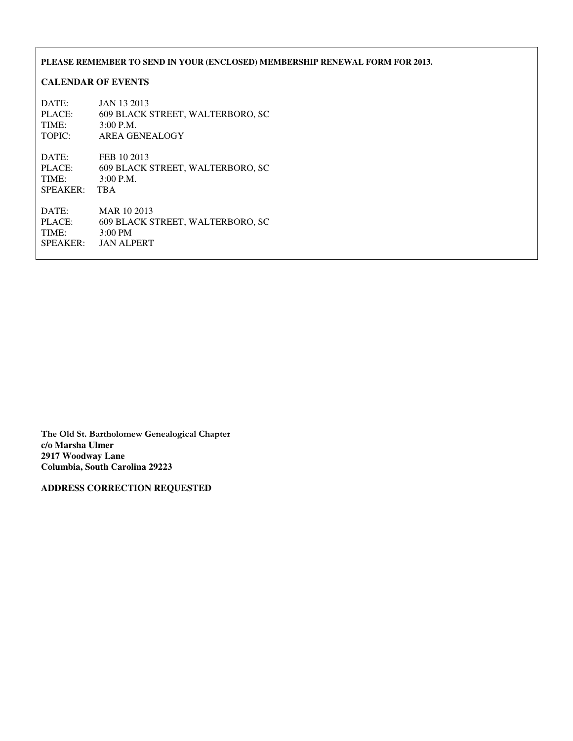**PLEASE REMEMBER TO SEND IN YOUR (ENCLOSED) MEMBERSHIP RENEWAL FORM FOR 2013.**

**CALENDAR OF EVENTS**

DATE: JAN 13 2013
PLACE: 609 BLACK STREET, WALTERBORO, SC
TIME: 3:00 P.M.
TOPIC: AREA GENEALOGY

DATE: FEB 10 2013
PLACE: 609 BLACK STREET, WALTERBORO, SC
TIME: 3:00 P.M.
SPEAKER: TBA

DATE: MAR 10 2013
PLACE: 609 BLACK STREET, WALTERBORO, SC
TIME: 3:00 PM
SPEAKER: JAN ALPERT

**The Old St. Bartholomew Genealogical Chapter**
**c/o Marsha Ulmer**
**2917 Woodway Lane**
**Columbia, South Carolina 29223**

**ADDRESS CORRECTION REQUESTED**